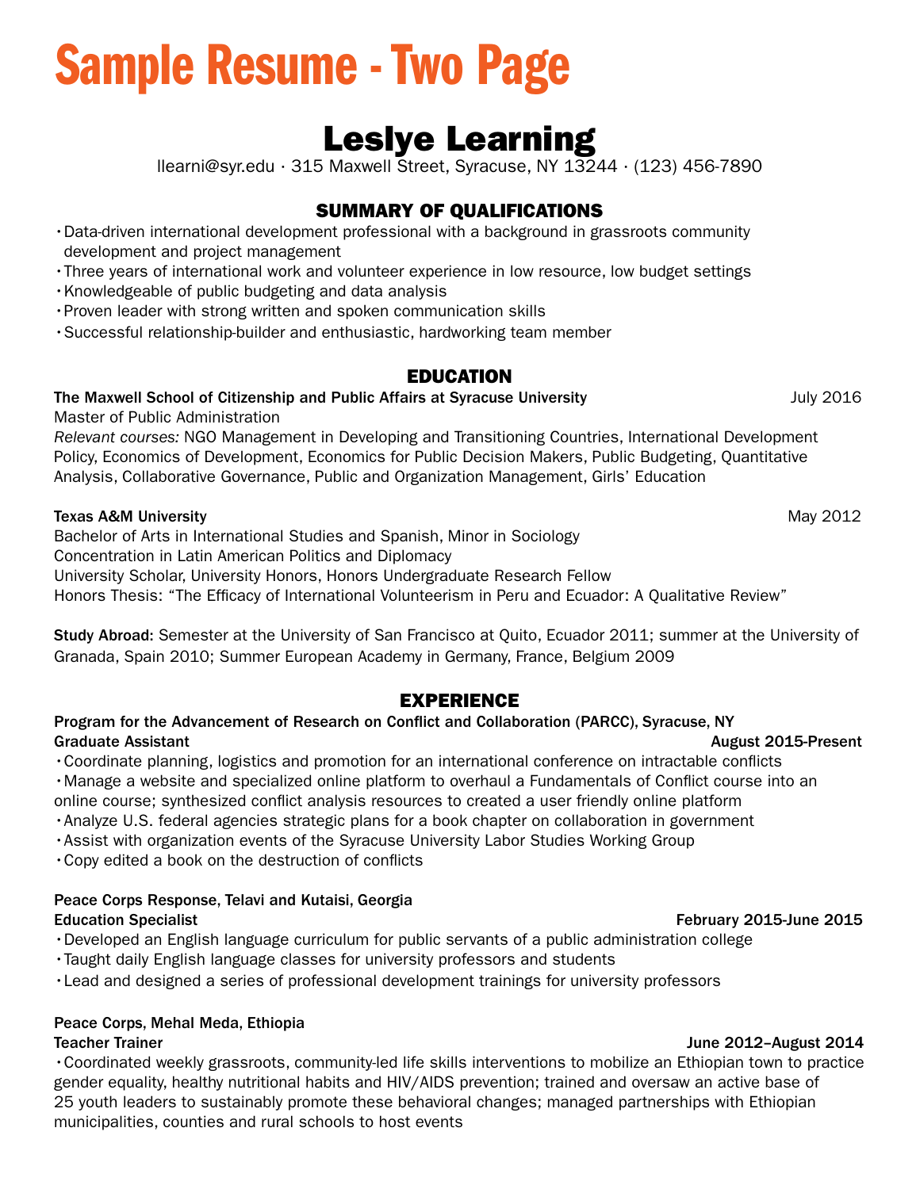# Sample Resume - Two Page

## Leslye Learning

llearni@syr.edu · 315 Maxwell Street, Syracuse, NY 13244 · (123) 456-7890

## SUMMARY OF QUALIFICATIONS

- Data-driven international development professional with a background in grassroots community development and project management
- Three years of international work and volunteer experience in low resource, low budget settings
- Knowledgeable of public budgeting and data analysis
- Proven leader with strong written and spoken communication skills
- Successful relationship-builder and enthusiastic, hardworking team member

## EDUCATION

**The Maxwell School of Citizenship and Public Affairs at Syracuse University** July 2016
Master of Public Administration
*Relevant courses:* NGO Management in Developing and Transitioning Countries, International Development Policy, Economics of Development, Economics for Public Decision Makers, Public Budgeting, Quantitative Analysis, Collaborative Governance, Public and Organization Management, Girls' Education

**Texas A&M University** May 2012
Bachelor of Arts in International Studies and Spanish, Minor in Sociology
Concentration in Latin American Politics and Diplomacy
University Scholar, University Honors, Honors Undergraduate Research Fellow
Honors Thesis: "The Efficacy of International Volunteerism in Peru and Ecuador: A Qualitative Review"

**Study Abroad:** Semester at the University of San Francisco at Quito, Ecuador 2011; summer at the University of Granada, Spain 2010; Summer European Academy in Germany, France, Belgium 2009

## EXPERIENCE

**Program for the Advancement of Research on Conflict and Collaboration (PARCC), Syracuse, NY**
**Graduate Assistant** August 2015-Present

- Coordinate planning, logistics and promotion for an international conference on intractable conflicts
- Manage a website and specialized online platform to overhaul a Fundamentals of Conflict course into an online course; synthesized conflict analysis resources to created a user friendly online platform
- Analyze U.S. federal agencies strategic plans for a book chapter on collaboration in government
- Assist with organization events of the Syracuse University Labor Studies Working Group
- Copy edited a book on the destruction of conflicts

**Peace Corps Response, Telavi and Kutaisi, Georgia**
**Education Specialist** February 2015-June 2015

- Developed an English language curriculum for public servants of a public administration college
- Taught daily English language classes for university professors and students
- Lead and designed a series of professional development trainings for university professors

**Peace Corps, Mehal Meda, Ethiopia**
**Teacher Trainer** June 2012–August 2014

- Coordinated weekly grassroots, community-led life skills interventions to mobilize an Ethiopian town to practice gender equality, healthy nutritional habits and HIV/AIDS prevention; trained and oversaw an active base of 25 youth leaders to sustainably promote these behavioral changes; managed partnerships with Ethiopian municipalities, counties and rural schools to host events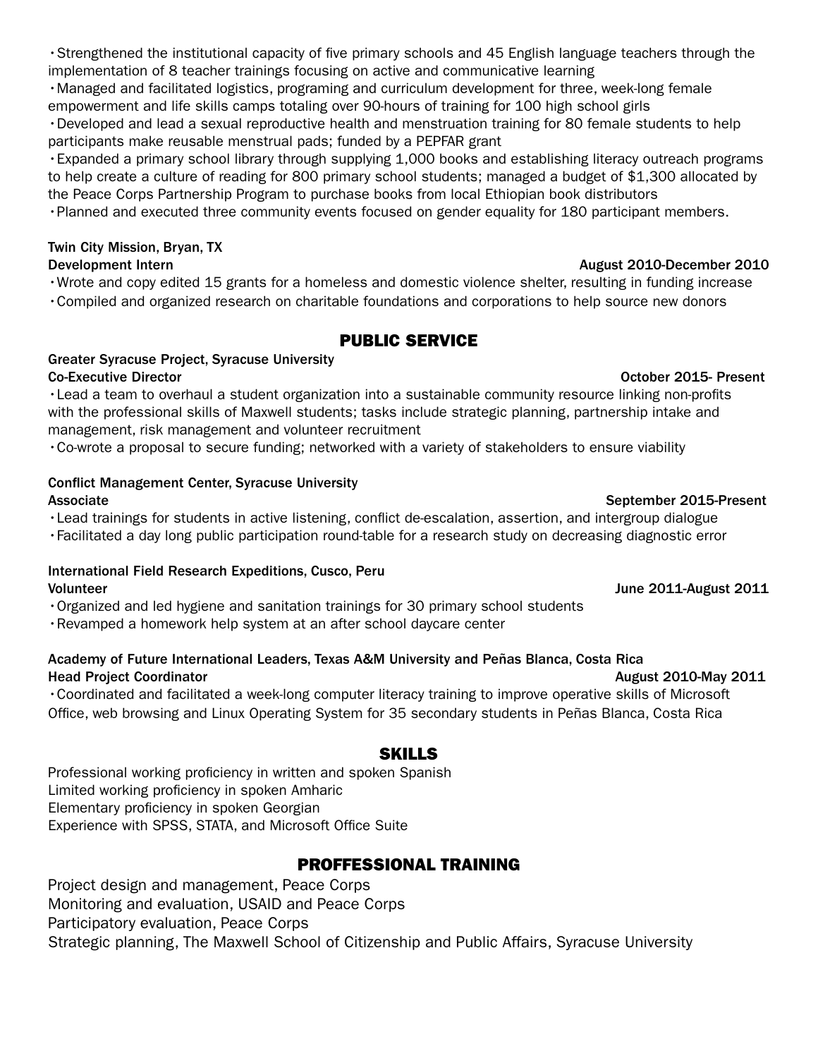- Strengthened the institutional capacity of five primary schools and 45 English language teachers through the implementation of 8 teacher trainings focusing on active and communicative learning
- Managed and facilitated logistics, programing and curriculum development for three, week-long female empowerment and life skills camps totaling over 90-hours of training for 100 high school girls
- Developed and lead a sexual reproductive health and menstruation training for 80 female students to help participants make reusable menstrual pads; funded by a PEPFAR grant
- Expanded a primary school library through supplying 1,000 books and establishing literacy outreach programs to help create a culture of reading for 800 primary school students; managed a budget of $1,300 allocated by the Peace Corps Partnership Program to purchase books from local Ethiopian book distributors
- Planned and executed three community events focused on gender equality for 180 participant members.

**Twin City Mission, Bryan, TX**
**Development Intern** — **August 2010-December 2010**

- Wrote and copy edited 15 grants for a homeless and domestic violence shelter, resulting in funding increase
- Compiled and organized research on charitable foundations and corporations to help source new donors

## PUBLIC SERVICE

**Greater Syracuse Project, Syracuse University**
**Co-Executive Director** — **October 2015- Present**

- Lead a team to overhaul a student organization into a sustainable community resource linking non-profits with the professional skills of Maxwell students; tasks include strategic planning, partnership intake and management, risk management and volunteer recruitment
- Co-wrote a proposal to secure funding; networked with a variety of stakeholders to ensure viability

**Conflict Management Center, Syracuse University**
**Associate** — **September 2015-Present**

- Lead trainings for students in active listening, conflict de-escalation, assertion, and intergroup dialogue
- Facilitated a day long public participation round-table for a research study on decreasing diagnostic error

**International Field Research Expeditions, Cusco, Peru**
**Volunteer** — **June 2011-August 2011**

- Organized and led hygiene and sanitation trainings for 30 primary school students
- Revamped a homework help system at an after school daycare center

**Academy of Future International Leaders, Texas A&M University and Peñas Blanca, Costa Rica**
**Head Project Coordinator** — **August 2010-May 2011**

- Coordinated and facilitated a week-long computer literacy training to improve operative skills of Microsoft Office, web browsing and Linux Operating System for 35 secondary students in Peñas Blanca, Costa Rica

## SKILLS

Professional working proficiency in written and spoken Spanish
Limited working proficiency in spoken Amharic
Elementary proficiency in spoken Georgian
Experience with SPSS, STATA, and Microsoft Office Suite

## PROFFESSIONAL TRAINING

Project design and management, Peace Corps
Monitoring and evaluation, USAID and Peace Corps
Participatory evaluation, Peace Corps
Strategic planning, The Maxwell School of Citizenship and Public Affairs, Syracuse University